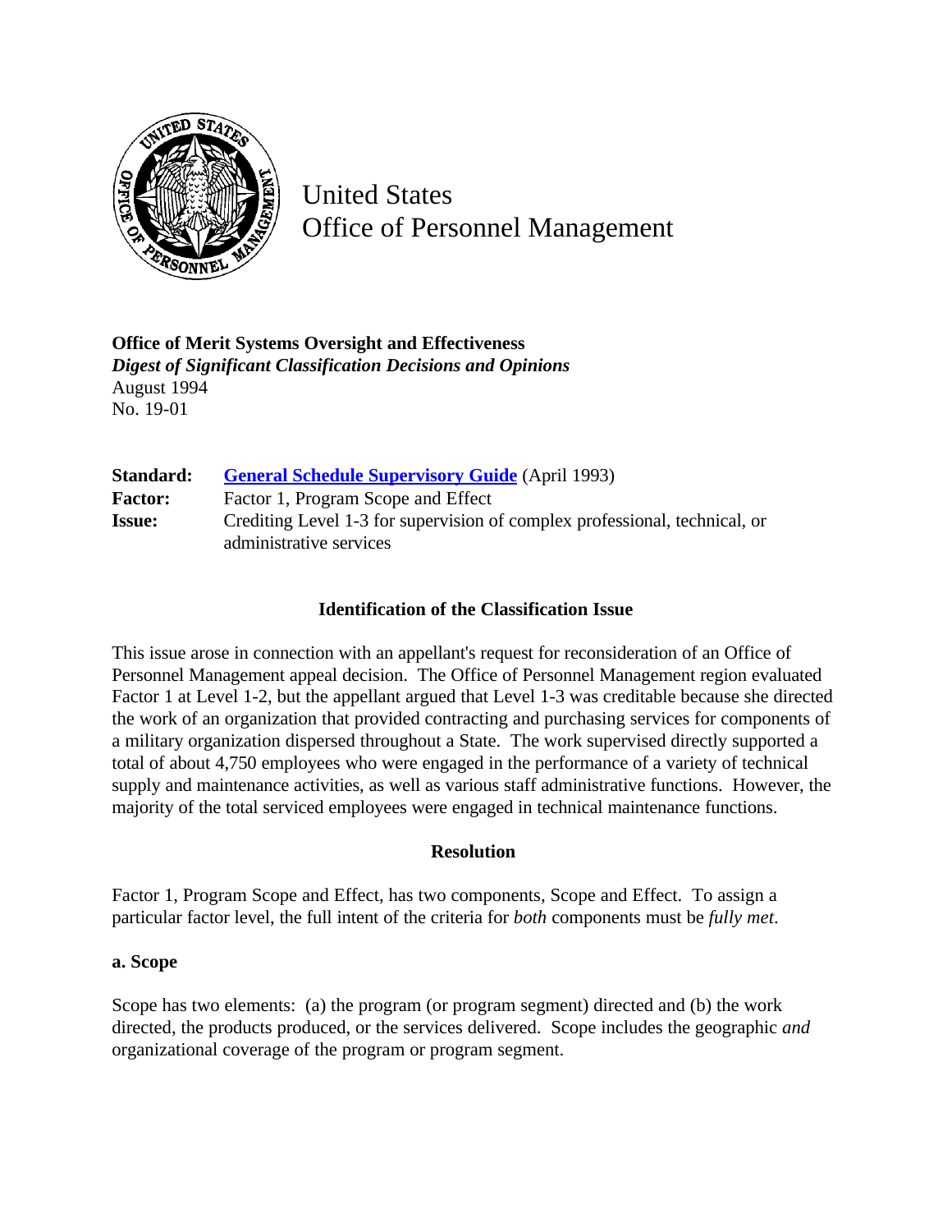# United States Office of Personnel Management

**Office of Merit Systems Oversight and Effectiveness**
***Digest of Significant Classification Decisions and Opinions***
August 1994
No. 19-01

| | |
|---|---|
| **Standard:** | [General Schedule Supervisory Guide](#) (April 1993) |
| **Factor:** | Factor 1, Program Scope and Effect |
| **Issue:** | Crediting Level 1-3 for supervision of complex professional, technical, or administrative services |

## Identification of the Classification Issue

This issue arose in connection with an appellant's request for reconsideration of an Office of Personnel Management appeal decision. The Office of Personnel Management region evaluated Factor 1 at Level 1-2, but the appellant argued that Level 1-3 was creditable because she directed the work of an organization that provided contracting and purchasing services for components of a military organization dispersed throughout a State. The work supervised directly supported a total of about 4,750 employees who were engaged in the performance of a variety of technical supply and maintenance activities, as well as various staff administrative functions. However, the majority of the total serviced employees were engaged in technical maintenance functions.

## Resolution

Factor 1, Program Scope and Effect, has two components, Scope and Effect. To assign a particular factor level, the full intent of the criteria for *both* components must be *fully met*.

### a. Scope

Scope has two elements: (a) the program (or program segment) directed and (b) the work directed, the products produced, or the services delivered. Scope includes the geographic *and* organizational coverage of the program or program segment.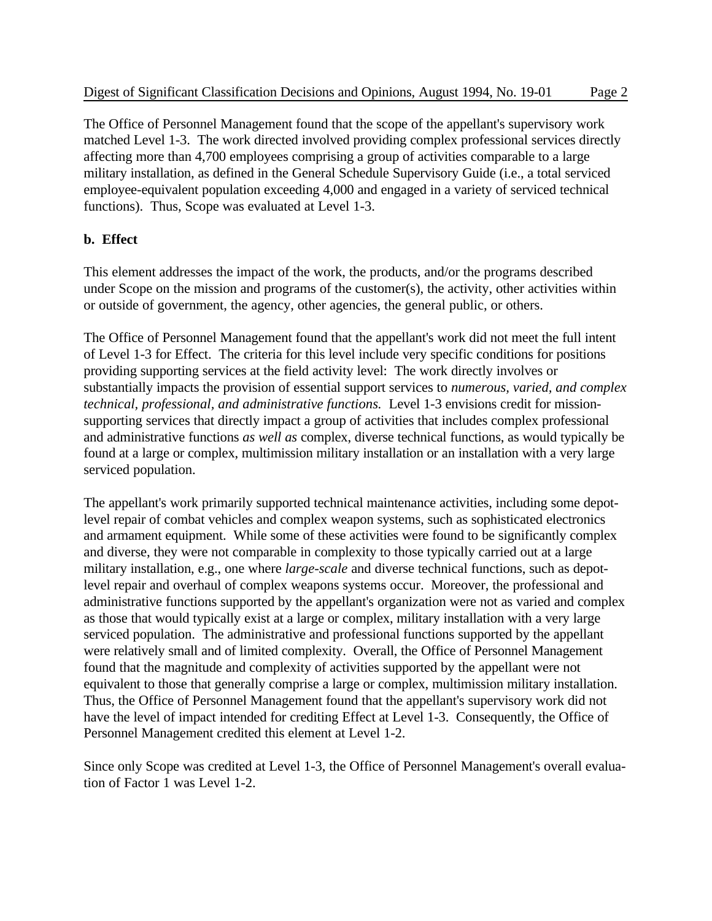The Office of Personnel Management found that the scope of the appellant's supervisory work matched Level 1-3. The work directed involved providing complex professional services directly affecting more than 4,700 employees comprising a group of activities comparable to a large military installation, as defined in the General Schedule Supervisory Guide (i.e., a total serviced employee-equivalent population exceeding 4,000 and engaged in a variety of serviced technical functions). Thus, Scope was evaluated at Level 1-3.

**b. Effect**

This element addresses the impact of the work, the products, and/or the programs described under Scope on the mission and programs of the customer(s), the activity, other activities within or outside of government, the agency, other agencies, the general public, or others.

The Office of Personnel Management found that the appellant's work did not meet the full intent of Level 1-3 for Effect. The criteria for this level include very specific conditions for positions providing supporting services at the field activity level: The work directly involves or substantially impacts the provision of essential support services to *numerous, varied, and complex technical, professional, and administrative functions.* Level 1-3 envisions credit for mission-supporting services that directly impact a group of activities that includes complex professional and administrative functions *as well as* complex, diverse technical functions, as would typically be found at a large or complex, multimission military installation or an installation with a very large serviced population.

The appellant's work primarily supported technical maintenance activities, including some depot-level repair of combat vehicles and complex weapon systems, such as sophisticated electronics and armament equipment. While some of these activities were found to be significantly complex and diverse, they were not comparable in complexity to those typically carried out at a large military installation, e.g., one where *large-scale* and diverse technical functions, such as depot-level repair and overhaul of complex weapons systems occur. Moreover, the professional and administrative functions supported by the appellant's organization were not as varied and complex as those that would typically exist at a large or complex, military installation with a very large serviced population. The administrative and professional functions supported by the appellant were relatively small and of limited complexity. Overall, the Office of Personnel Management found that the magnitude and complexity of activities supported by the appellant were not equivalent to those that generally comprise a large or complex, multimission military installation. Thus, the Office of Personnel Management found that the appellant's supervisory work did not have the level of impact intended for crediting Effect at Level 1-3. Consequently, the Office of Personnel Management credited this element at Level 1-2.

Since only Scope was credited at Level 1-3, the Office of Personnel Management's overall evaluation of Factor 1 was Level 1-2.